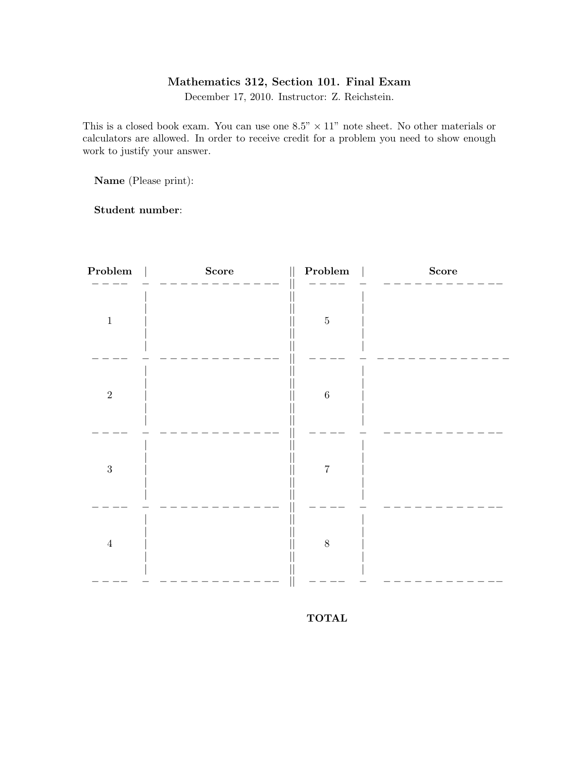# Mathematics 312, Section 101. Final Exam

December 17, 2010. Instructor: Z. Reichstein.

This is a closed book exam. You can use one 8.5" × 11" note sheet. No other materials or calculators are allowed. In order to receive credit for a problem you need to show enough work to justify your answer.

**Name** (Please print):

**Student number**:

| **Problem** | **Score** | **Problem** | **Score** |
|---|---|---|---|
| 1 | | 5 | |
| 2 | | 6 | |
| 3 | | 7 | |
| 4 | | 8 | |

**TOTAL**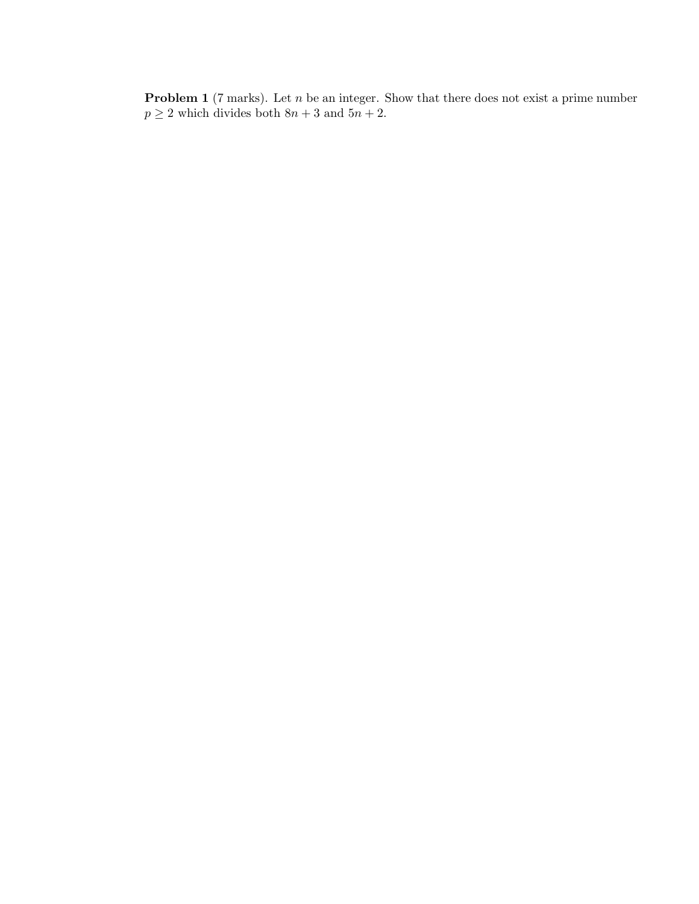**Problem 1** (7 marks). Let $n$ be an integer. Show that there does not exist a prime number $p \geq 2$ which divides both $8n + 3$ and $5n + 2$.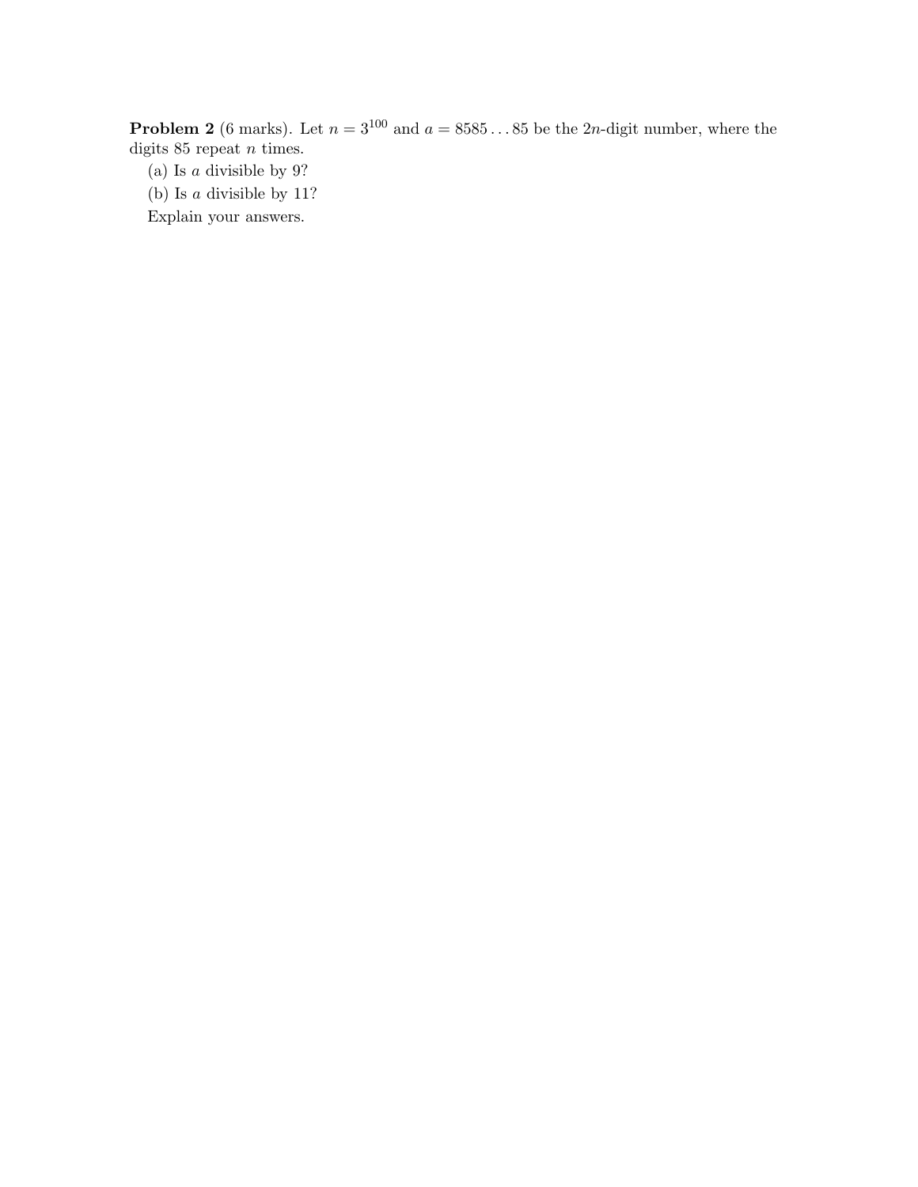**Problem 2** (6 marks). Let $n = 3^{100}$ and $a = 8585\ldots85$ be the $2n$-digit number, where the digits 85 repeat $n$ times.

(a) Is $a$ divisible by 9?

(b) Is $a$ divisible by 11?

Explain your answers.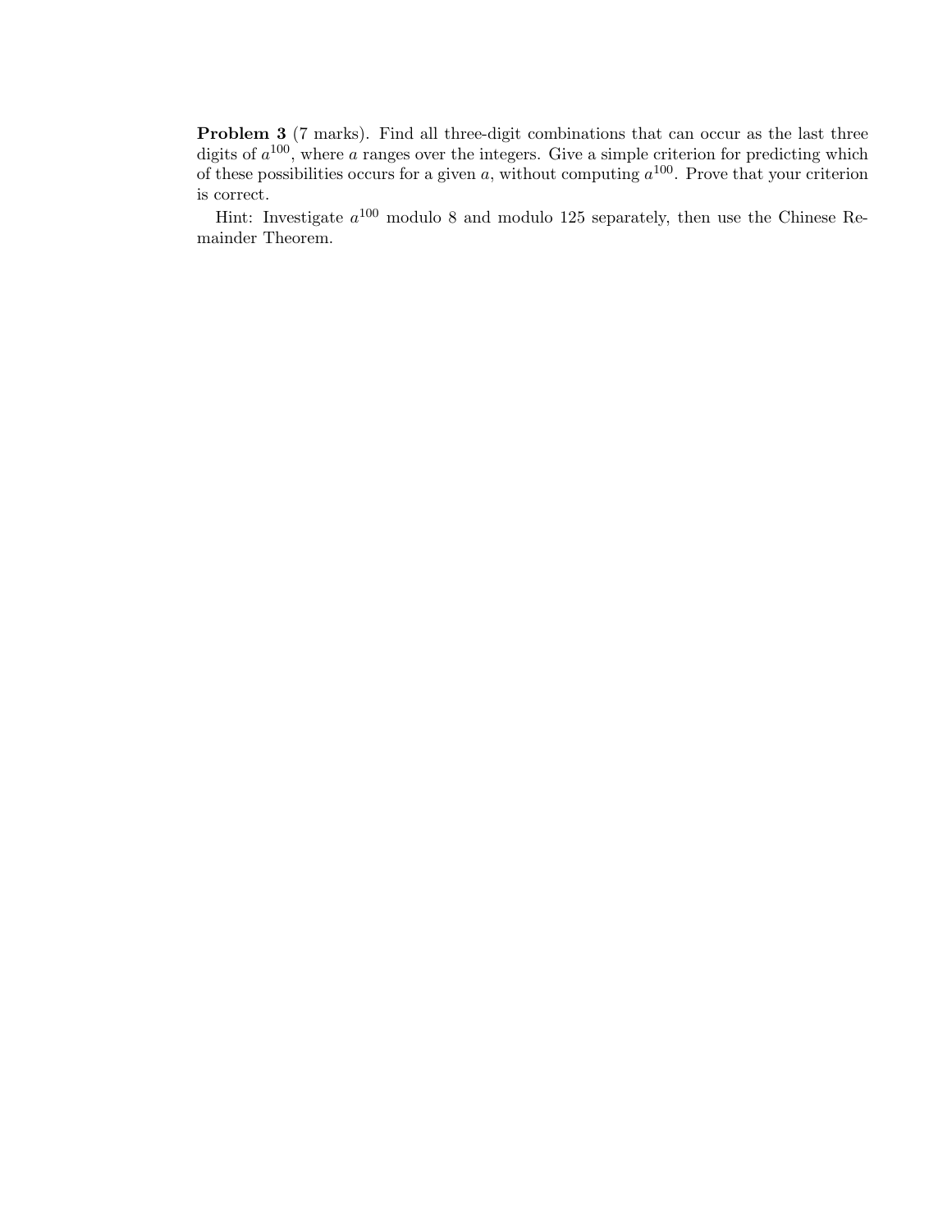**Problem 3** (7 marks). Find all three-digit combinations that can occur as the last three digits of $a^{100}$, where $a$ ranges over the integers. Give a simple criterion for predicting which of these possibilities occurs for a given $a$, without computing $a^{100}$. Prove that your criterion is correct.

Hint: Investigate $a^{100}$ modulo 8 and modulo 125 separately, then use the Chinese Remainder Theorem.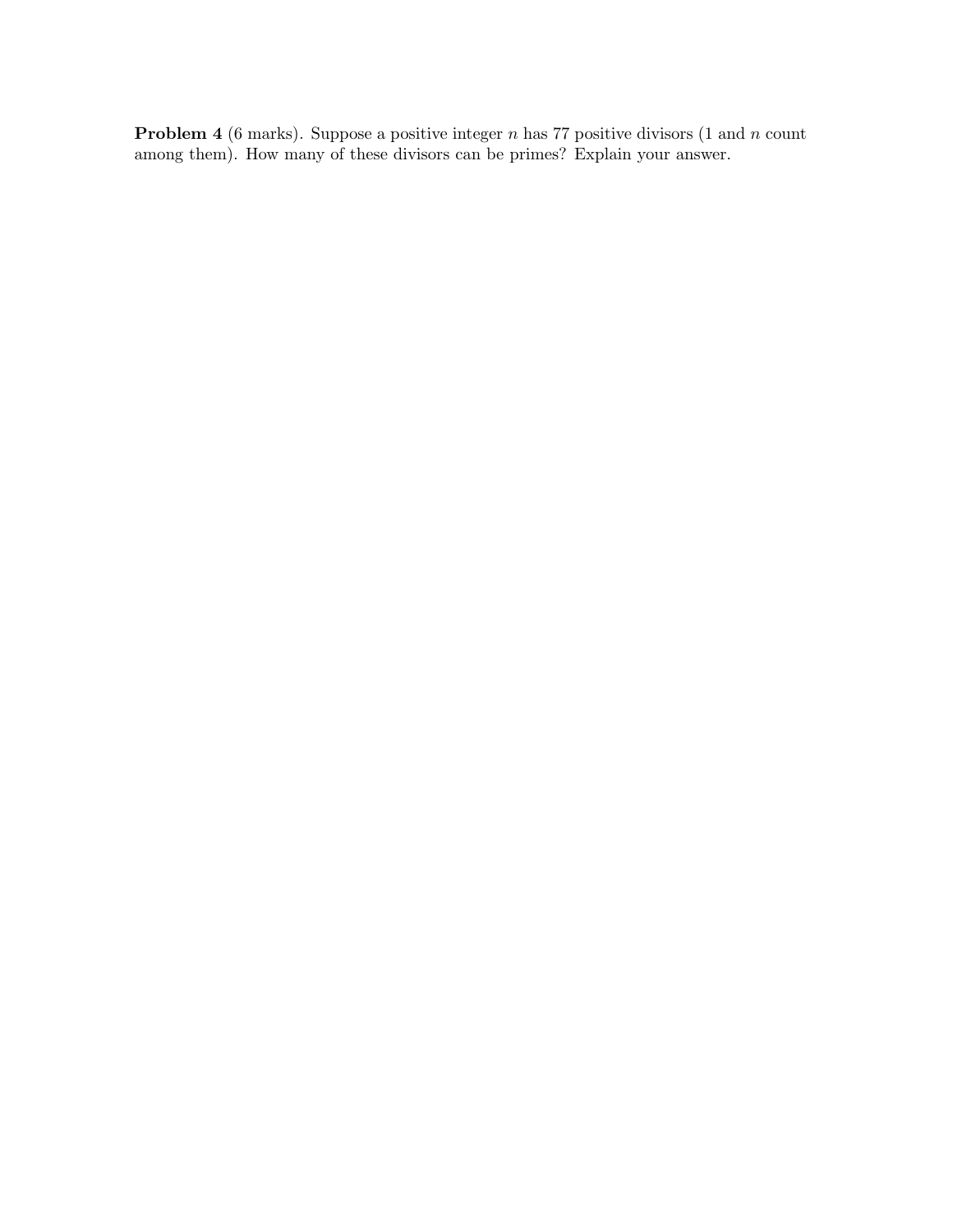**Problem 4** (6 marks). Suppose a positive integer $n$ has 77 positive divisors (1 and $n$ count among them). How many of these divisors can be primes? Explain your answer.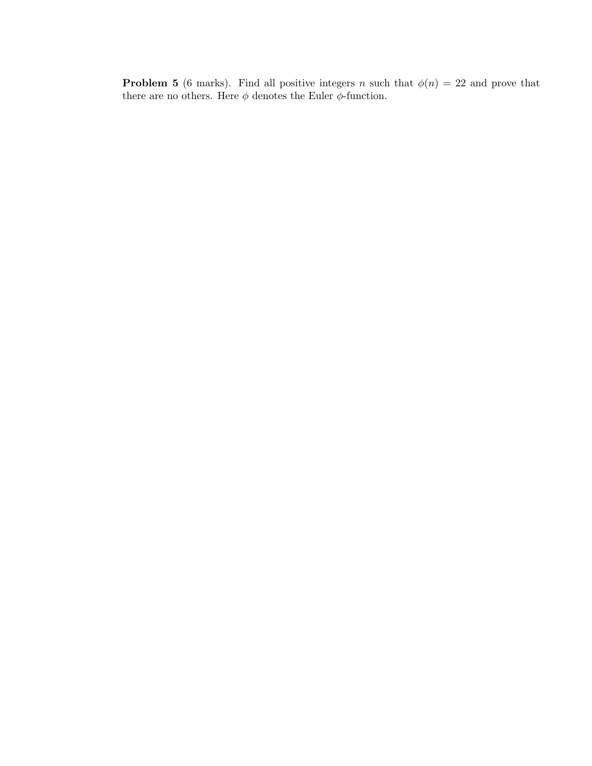**Problem 5** (6 marks). Find all positive integers $n$ such that $\phi(n) = 22$ and prove that there are no others. Here $\phi$ denotes the Euler $\phi$-function.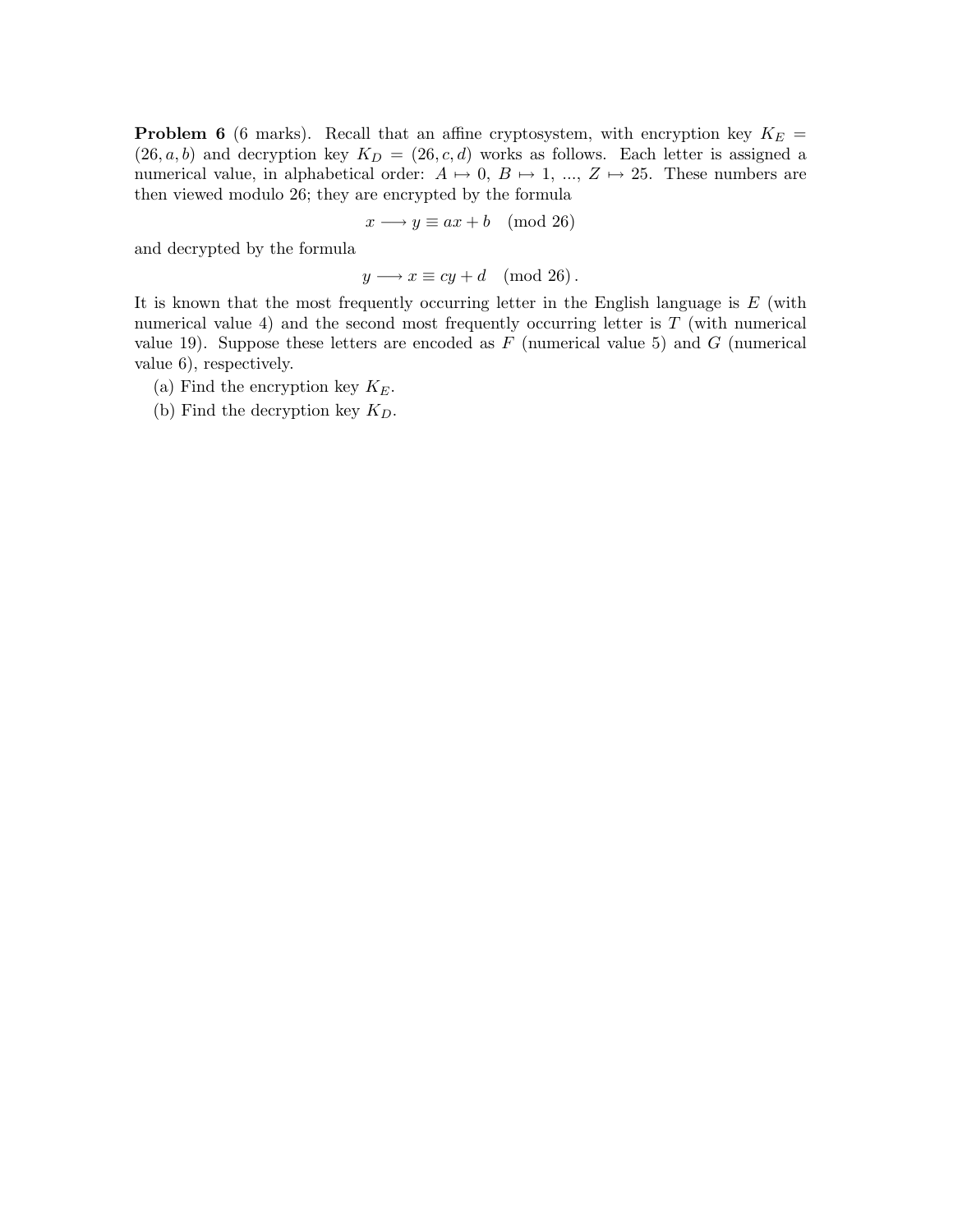**Problem 6** (6 marks). Recall that an affine cryptosystem, with encryption key $K_E = (26, a, b)$ and decryption key $K_D = (26, c, d)$ works as follows. Each letter is assigned a numerical value, in alphabetical order: $A \mapsto 0$, $B \mapsto 1$, ..., $Z \mapsto 25$. These numbers are then viewed modulo 26; they are encrypted by the formula

$$x \longrightarrow y \equiv ax + b \pmod{26}$$

and decrypted by the formula

$$y \longrightarrow x \equiv cy + d \pmod{26}.$$

It is known that the most frequently occurring letter in the English language is $E$ (with numerical value 4) and the second most frequently occurring letter is $T$ (with numerical value 19). Suppose these letters are encoded as $F$ (numerical value 5) and $G$ (numerical value 6), respectively.

(a) Find the encryption key $K_E$.

(b) Find the decryption key $K_D$.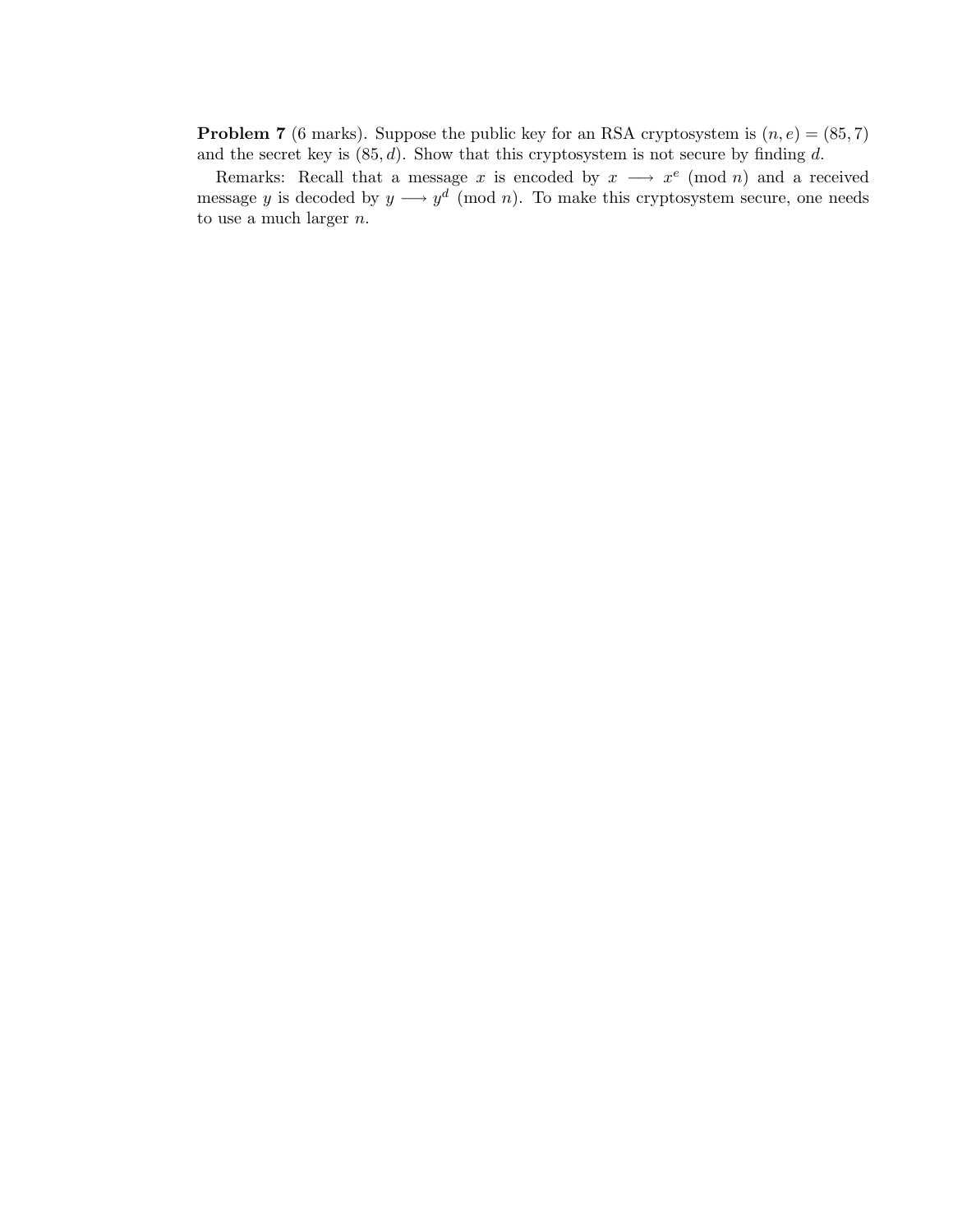**Problem 7** (6 marks). Suppose the public key for an RSA cryptosystem is $(n, e) = (85, 7)$ and the secret key is $(85, d)$. Show that this cryptosystem is not secure by finding $d$.

Remarks: Recall that a message $x$ is encoded by $x \longrightarrow x^e \pmod{n}$ and a received message $y$ is decoded by $y \longrightarrow y^d \pmod{n}$. To make this cryptosystem secure, one needs to use a much larger $n$.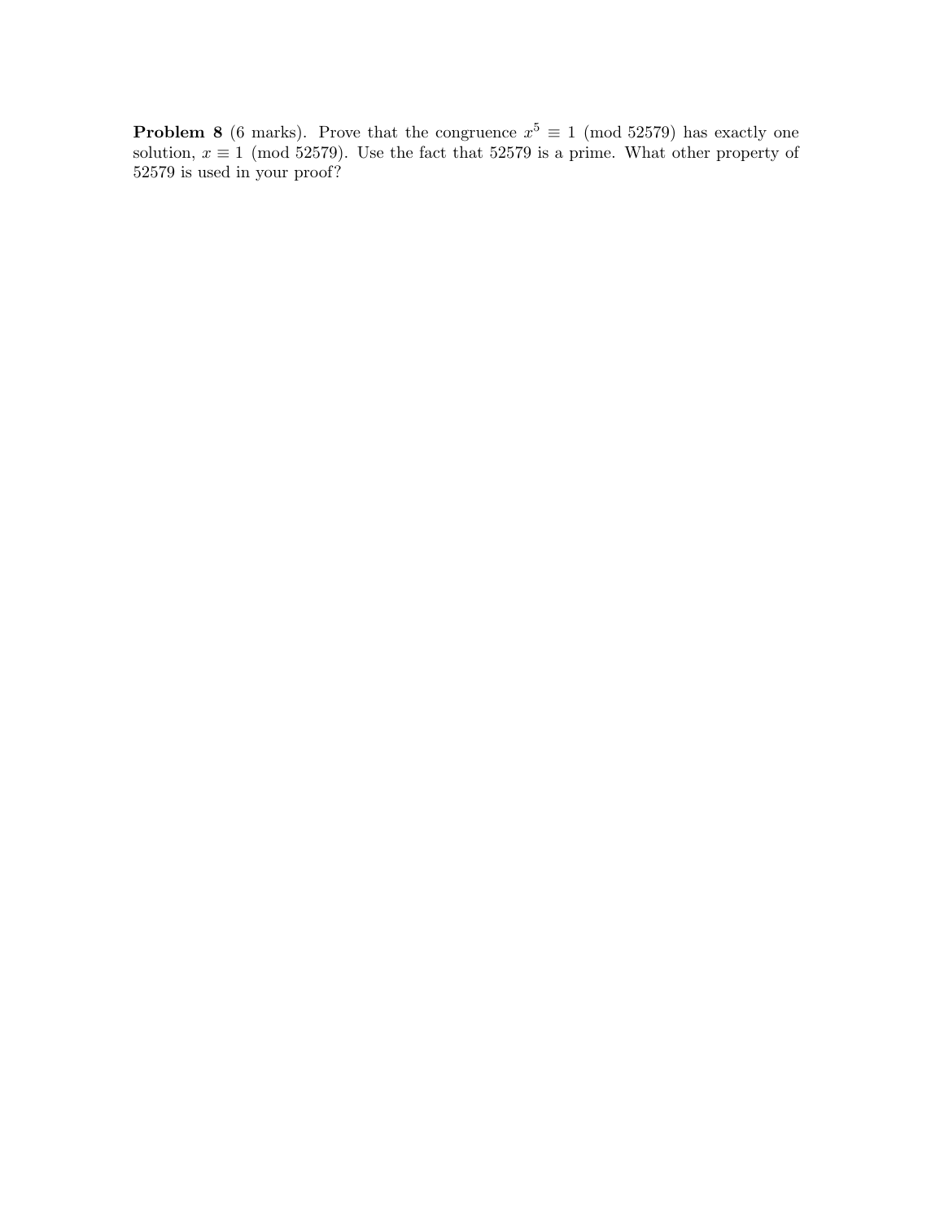**Problem 8** (6 marks). Prove that the congruence $x^5 \equiv 1 \pmod{52579}$ has exactly one solution, $x \equiv 1 \pmod{52579}$. Use the fact that 52579 is a prime. What other property of 52579 is used in your proof?